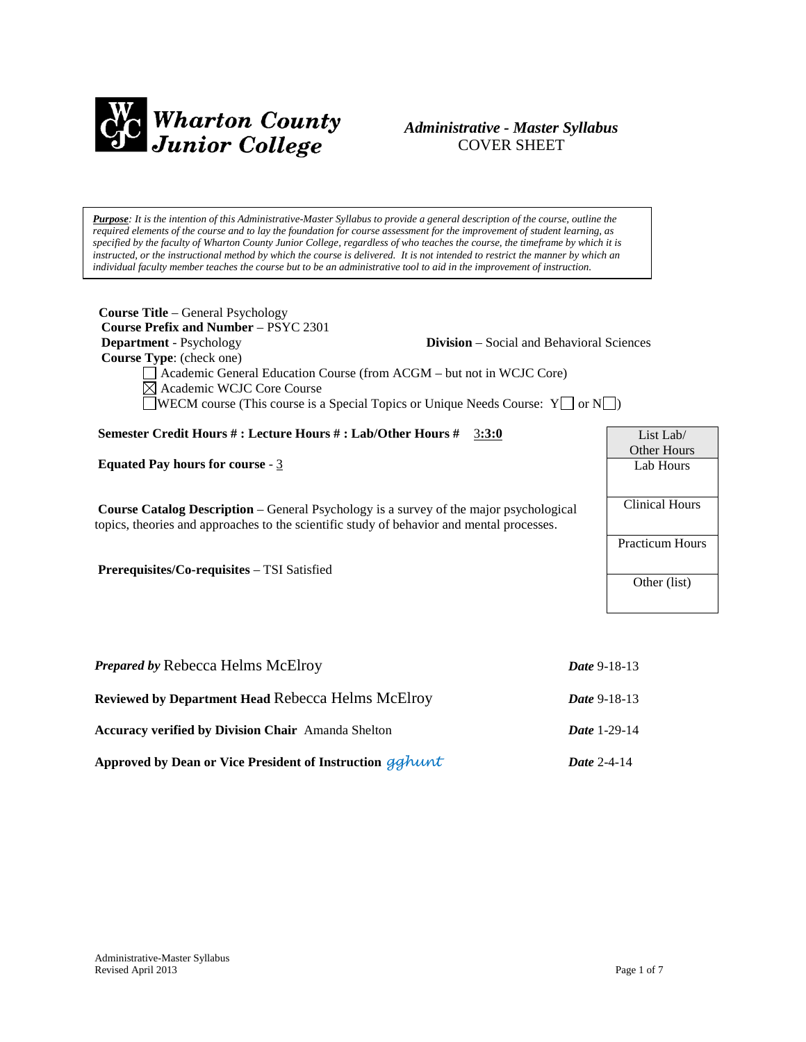**Wharton County Junior College**

***Administrative - Master Syllabus***
COVER SHEET

***Purpose****: It is the intention of this Administrative-Master Syllabus to provide a general description of the course, outline the required elements of the course and to lay the foundation for course assessment for the improvement of student learning, as specified by the faculty of Wharton County Junior College, regardless of who teaches the course, the timeframe by which it is instructed, or the instructional method by which the course is delivered. It is not intended to restrict the manner by which an individual faculty member teaches the course but to be an administrative tool to aid in the improvement of instruction.*

**Course Title** – General Psychology
**Course Prefix and Number** – PSYC 2301
**Department** - Psychology **Division** – Social and Behavioral Sciences
**Course Type**: (check one)

☐ Academic General Education Course (from ACGM – but not in WCJC Core)
☒ Academic WCJC Core Course
☐ WECM course (This course is a Special Topics or Unique Needs Course: Y☐ or N☐)

**Semester Credit Hours # : Lecture Hours # : Lab/Other Hours #** 3**:3:0**

**Equated Pay hours for course** - 3

**Course Catalog Description** – General Psychology is a survey of the major psychological topics, theories and approaches to the scientific study of behavior and mental processes.

**Prerequisites/Co-requisites** – TSI Satisfied

| List Lab/ Other Hours |
|---|
| Lab Hours |
| Clinical Hours |
| Practicum Hours |
| Other (list) |

***Prepared by*** Rebecca Helms McElroy ***Date*** 9-18-13

**Reviewed by Department Head** Rebecca Helms McElroy ***Date*** 9-18-13

**Accuracy verified by Division Chair** Amanda Shelton ***Date*** 1-29-14

**Approved by Dean or Vice President of Instruction** gghunt ***Date*** 2-4-14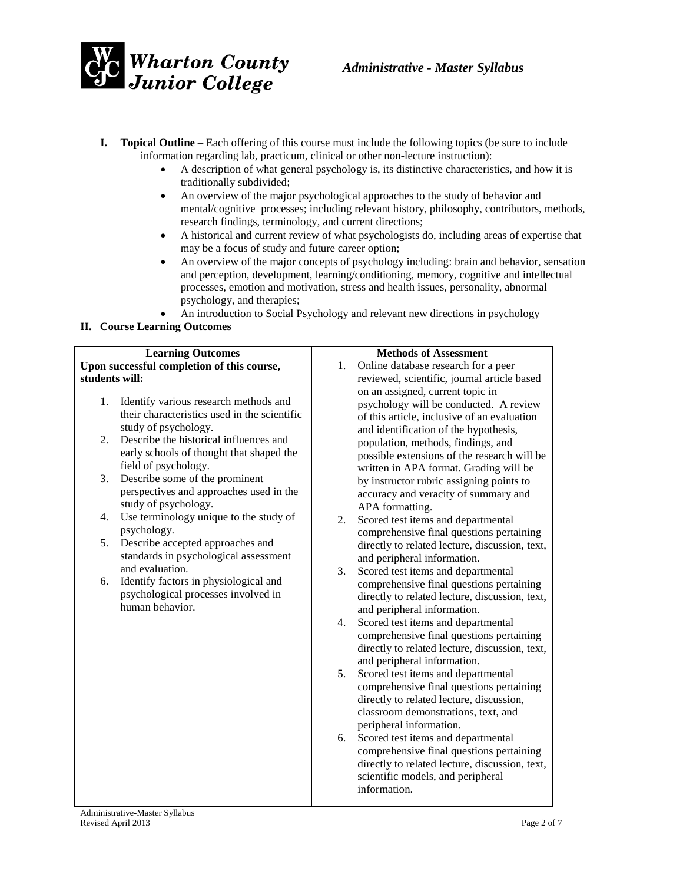- **I. Topical Outline** – Each offering of this course must include the following topics (be sure to include information regarding lab, practicum, clinical or other non-lecture instruction):
  - A description of what general psychology is, its distinctive characteristics, and how it is traditionally subdivided;
  - An overview of the major psychological approaches to the study of behavior and mental/cognitive processes; including relevant history, philosophy, contributors, methods, research findings, terminology, and current directions;
  - A historical and current review of what psychologists do, including areas of expertise that may be a focus of study and future career option;
  - An overview of the major concepts of psychology including: brain and behavior, sensation and perception, development, learning/conditioning, memory, cognitive and intellectual processes, emotion and motivation, stress and health issues, personality, abnormal psychology, and therapies;
  - An introduction to Social Psychology and relevant new directions in psychology

## II. Course Learning Outcomes

| Learning Outcomes<br>**Upon successful completion of this course, students will:** | Methods of Assessment |
|---|---|
| 1. Identify various research methods and their characteristics used in the scientific study of psychology. | 1. Online database research for a peer reviewed, scientific, journal article based on an assigned, current topic in psychology will be conducted. A review of this article, inclusive of an evaluation and identification of the hypothesis, population, methods, findings, and possible extensions of the research will be written in APA format. Grading will be by instructor rubric assigning points to accuracy and veracity of summary and APA formatting. |
| 2. Describe the historical influences and early schools of thought that shaped the field of psychology. | 2. Scored test items and departmental comprehensive final questions pertaining directly to related lecture, discussion, text, and peripheral information. |
| 3. Describe some of the prominent perspectives and approaches used in the study of psychology. | 3. Scored test items and departmental comprehensive final questions pertaining directly to related lecture, discussion, text, and peripheral information. |
| 4. Use terminology unique to the study of psychology. | 4. Scored test items and departmental comprehensive final questions pertaining directly to related lecture, discussion, text, and peripheral information. |
| 5. Describe accepted approaches and standards in psychological assessment and evaluation. | 5. Scored test items and departmental comprehensive final questions pertaining directly to related lecture, discussion, classroom demonstrations, text, and peripheral information. |
| 6. Identify factors in physiological and psychological processes involved in human behavior. | 6. Scored test items and departmental comprehensive final questions pertaining directly to related lecture, discussion, text, scientific models, and peripheral information. |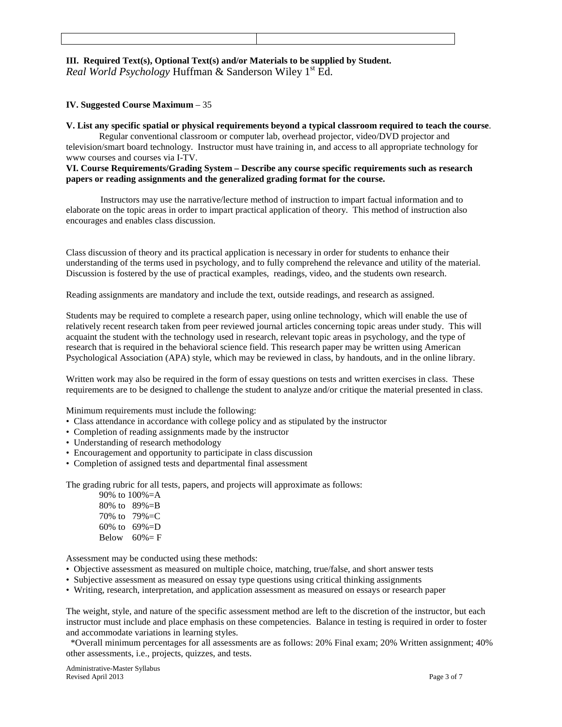| | |
|---|---|
| | |

**III. Required Text(s), Optional Text(s) and/or Materials to be supplied by Student.**
*Real World Psychology* Huffman & Sanderson Wiley 1st Ed.

**IV. Suggested Course Maximum** – 35

**V. List any specific spatial or physical requirements beyond a typical classroom required to teach the course**.

Regular conventional classroom or computer lab, overhead projector, video/DVD projector and television/smart board technology. Instructor must have training in, and access to all appropriate technology for www courses and courses via I-TV.

**VI. Course Requirements/Grading System – Describe any course specific requirements such as research papers or reading assignments and the generalized grading format for the course.**

Instructors may use the narrative/lecture method of instruction to impart factual information and to elaborate on the topic areas in order to impart practical application of theory. This method of instruction also encourages and enables class discussion.

Class discussion of theory and its practical application is necessary in order for students to enhance their understanding of the terms used in psychology, and to fully comprehend the relevance and utility of the material. Discussion is fostered by the use of practical examples, readings, video, and the students own research.

Reading assignments are mandatory and include the text, outside readings, and research as assigned.

Students may be required to complete a research paper, using online technology, which will enable the use of relatively recent research taken from peer reviewed journal articles concerning topic areas under study. This will acquaint the student with the technology used in research, relevant topic areas in psychology, and the type of research that is required in the behavioral science field. This research paper may be written using American Psychological Association (APA) style, which may be reviewed in class, by handouts, and in the online library.

Written work may also be required in the form of essay questions on tests and written exercises in class. These requirements are to be designed to challenge the student to analyze and/or critique the material presented in class.

Minimum requirements must include the following:

- Class attendance in accordance with college policy and as stipulated by the instructor
- Completion of reading assignments made by the instructor
- Understanding of research methodology
- Encouragement and opportunity to participate in class discussion
- Completion of assigned tests and departmental final assessment

The grading rubric for all tests, papers, and projects will approximate as follows:

90% to 100%=A
80% to 89%=B
70% to 79%=C
60% to 69%=D
Below 60%= F

Assessment may be conducted using these methods:

- Objective assessment as measured on multiple choice, matching, true/false, and short answer tests
- Subjective assessment as measured on essay type questions using critical thinking assignments
- Writing, research, interpretation, and application assessment as measured on essays or research paper

The weight, style, and nature of the specific assessment method are left to the discretion of the instructor, but each instructor must include and place emphasis on these competencies. Balance in testing is required in order to foster and accommodate variations in learning styles.

*Overall minimum percentages for all assessments are as follows: 20% Final exam; 20% Written assignment; 40% other assessments, i.e., projects, quizzes, and tests.

Administrative-Master Syllabus
Revised April 2013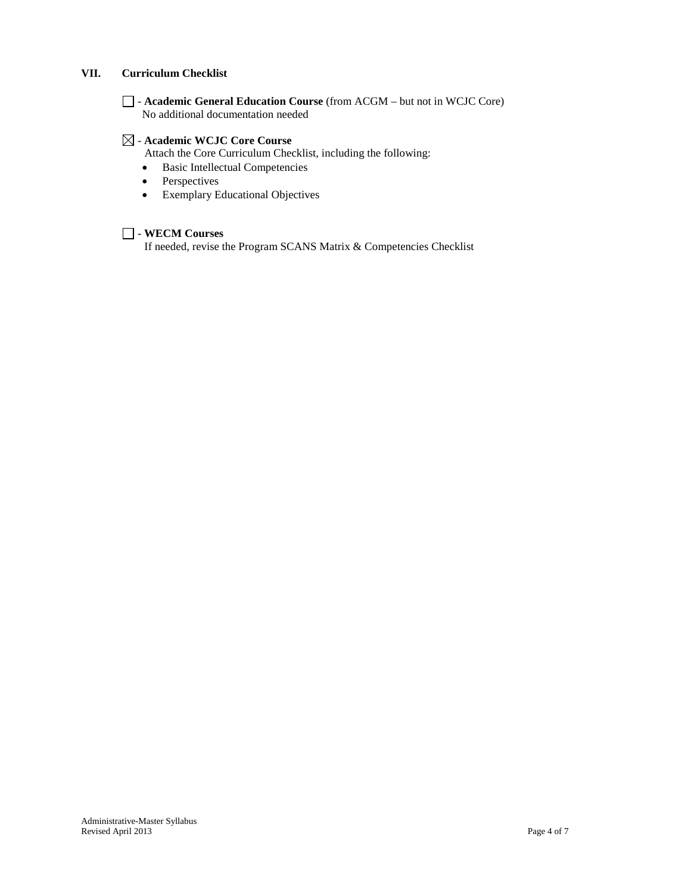## VII. Curriculum Checklist

☐ - **Academic General Education Course** (from ACGM – but not in WCJC Core)
No additional documentation needed

☒ - **Academic WCJC Core Course**
Attach the Core Curriculum Checklist, including the following:

- Basic Intellectual Competencies
- Perspectives
- Exemplary Educational Objectives

☐ - **WECM Courses**
If needed, revise the Program SCANS Matrix & Competencies Checklist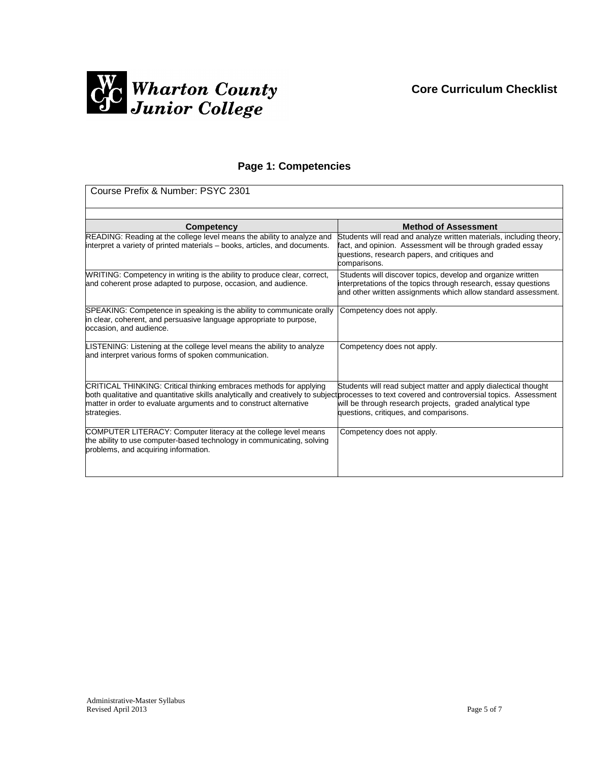Wharton County Junior College

**Core Curriculum Checklist**

## Page 1: Competencies

Course Prefix & Number: PSYC 2301

| Competency | Method of Assessment |
|---|---|
| READING: Reading at the college level means the ability to analyze and interpret a variety of printed materials – books, articles, and documents. | Students will read and analyze written materials, including theory, fact, and opinion. Assessment will be through graded essay questions, research papers, and critiques and comparisons. |
| WRITING: Competency in writing is the ability to produce clear, correct, and coherent prose adapted to purpose, occasion, and audience. | Students will discover topics, develop and organize written interpretations of the topics through research, essay questions and other written assignments which allow standard assessment. |
| SPEAKING: Competence in speaking is the ability to communicate orally in clear, coherent, and persuasive language appropriate to purpose, occasion, and audience. | Competency does not apply. |
| LISTENING: Listening at the college level means the ability to analyze and interpret various forms of spoken communication. | Competency does not apply. |
| CRITICAL THINKING: Critical thinking embraces methods for applying both qualitative and quantitative skills analytically and creatively to subject matter in order to evaluate arguments and to construct alternative strategies. | Students will read subject matter and apply dialectical thought processes to text covered and controversial topics. Assessment will be through research projects, graded analytical type questions, critiques, and comparisons. |
| COMPUTER LITERACY: Computer literacy at the college level means the ability to use computer-based technology in communicating, solving problems, and acquiring information. | Competency does not apply. |

Administrative-Master Syllabus
Revised April 2013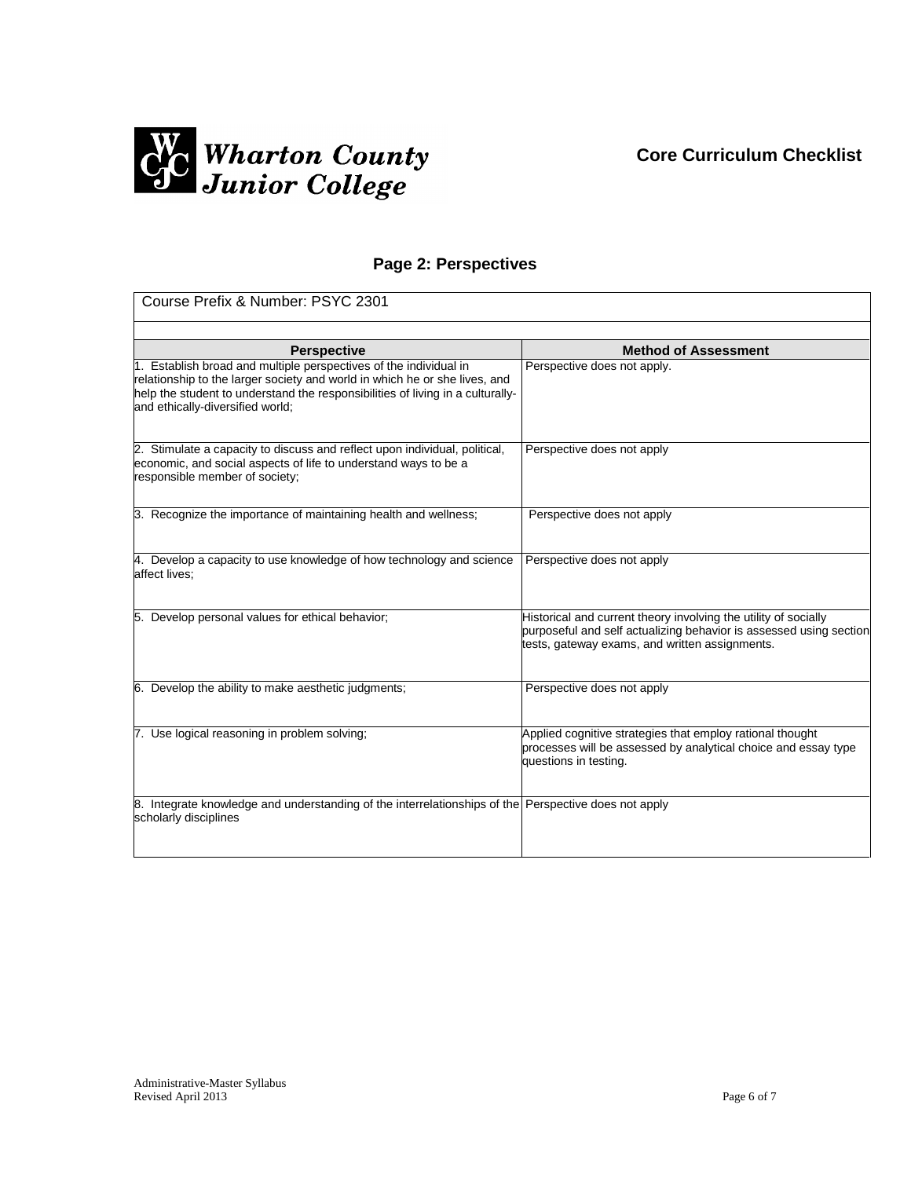**Wharton County Junior College**

**Core Curriculum Checklist**

## Page 2: Perspectives

Course Prefix & Number: PSYC 2301

| Perspective | Method of Assessment |
|---|---|
| 1. Establish broad and multiple perspectives of the individual in relationship to the larger society and world in which he or she lives, and help the student to understand the responsibilities of living in a culturally- and ethically-diversified world; | Perspective does not apply. |
| 2. Stimulate a capacity to discuss and reflect upon individual, political, economic, and social aspects of life to understand ways to be a responsible member of society; | Perspective does not apply |
| 3. Recognize the importance of maintaining health and wellness; | Perspective does not apply |
| 4. Develop a capacity to use knowledge of how technology and science affect lives; | Perspective does not apply |
| 5. Develop personal values for ethical behavior; | Historical and current theory involving the utility of socially purposeful and self actualizing behavior is assessed using section tests, gateway exams, and written assignments. |
| 6. Develop the ability to make aesthetic judgments; | Perspective does not apply |
| 7. Use logical reasoning in problem solving; | Applied cognitive strategies that employ rational thought processes will be assessed by analytical choice and essay type questions in testing. |
| 8. Integrate knowledge and understanding of the interrelationships of the scholarly disciplines | Perspective does not apply |

Administrative-Master Syllabus
Revised April 2013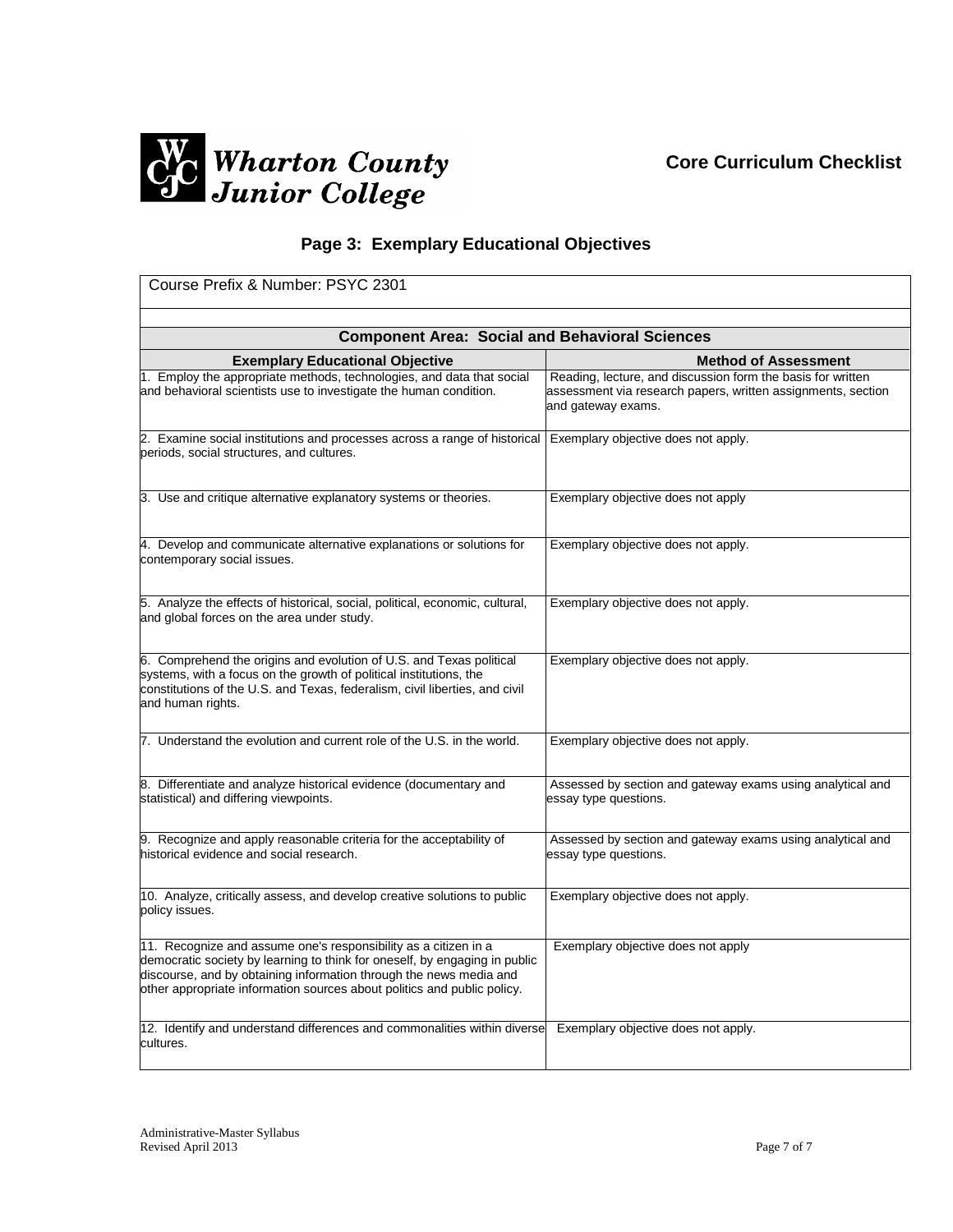Wharton County Junior College

**Core Curriculum Checklist**

## Page 3: Exemplary Educational Objectives

Course Prefix & Number: PSYC 2301

| Component Area: Social and Behavioral Sciences | |
|---|---|
| **Exemplary Educational Objective** | **Method of Assessment** |
| 1. Employ the appropriate methods, technologies, and data that social and behavioral scientists use to investigate the human condition. | Reading, lecture, and discussion form the basis for written assessment via research papers, written assignments, section and gateway exams. |
| 2. Examine social institutions and processes across a range of historical periods, social structures, and cultures. | Exemplary objective does not apply. |
| 3. Use and critique alternative explanatory systems or theories. | Exemplary objective does not apply |
| 4. Develop and communicate alternative explanations or solutions for contemporary social issues. | Exemplary objective does not apply. |
| 5. Analyze the effects of historical, social, political, economic, cultural, and global forces on the area under study. | Exemplary objective does not apply. |
| 6. Comprehend the origins and evolution of U.S. and Texas political systems, with a focus on the growth of political institutions, the constitutions of the U.S. and Texas, federalism, civil liberties, and civil and human rights. | Exemplary objective does not apply. |
| 7. Understand the evolution and current role of the U.S. in the world. | Exemplary objective does not apply. |
| 8. Differentiate and analyze historical evidence (documentary and statistical) and differing viewpoints. | Assessed by section and gateway exams using analytical and essay type questions. |
| 9. Recognize and apply reasonable criteria for the acceptability of historical evidence and social research. | Assessed by section and gateway exams using analytical and essay type questions. |
| 10. Analyze, critically assess, and develop creative solutions to public policy issues. | Exemplary objective does not apply. |
| 11. Recognize and assume one's responsibility as a citizen in a democratic society by learning to think for oneself, by engaging in public discourse, and by obtaining information through the news media and other appropriate information sources about politics and public policy. | Exemplary objective does not apply |
| 12. Identify and understand differences and commonalities within diverse cultures. | Exemplary objective does not apply. |

Administrative-Master Syllabus
Revised April 2013